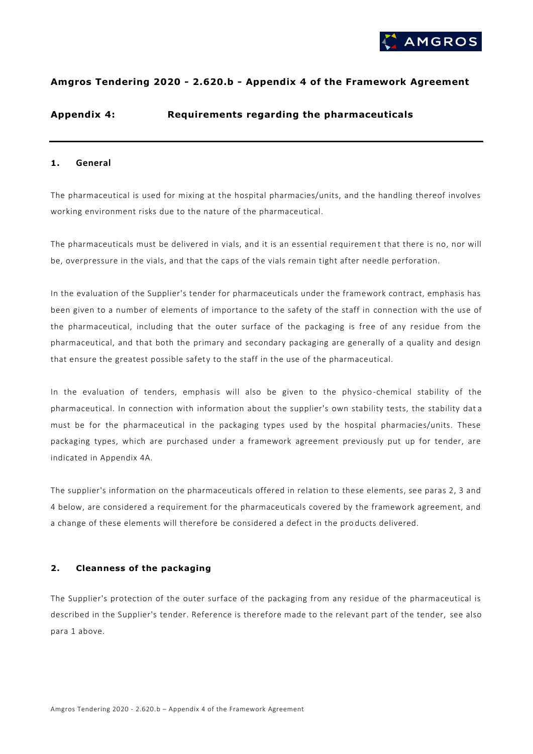**Amgros Tendering 2020 - 2.620.b - Appendix 4 of the Framework Agreement**

**Appendix 4: Requirements regarding the pharmaceuticals**

## 1. General

The pharmaceutical is used for mixing at the hospital pharmacies/units, and the handling thereof involves working environment risks due to the nature of the pharmaceutical.

The pharmaceuticals must be delivered in vials, and it is an essential requirement that there is no, nor will be, overpressure in the vials, and that the caps of the vials remain tight after needle perforation.

In the evaluation of the Supplier's tender for pharmaceuticals under the framework contract, emphasis has been given to a number of elements of importance to the safety of the staff in connection with the use of the pharmaceutical, including that the outer surface of the packaging is free of any residue from the pharmaceutical, and that both the primary and secondary packaging are generally of a quality and design that ensure the greatest possible safety to the staff in the use of the pharmaceutical.

In the evaluation of tenders, emphasis will also be given to the physico-chemical stability of the pharmaceutical. In connection with information about the supplier's own stability tests, the stability data must be for the pharmaceutical in the packaging types used by the hospital pharmacies/units. These packaging types, which are purchased under a framework agreement previously put up for tender, are indicated in Appendix 4A.

The supplier's information on the pharmaceuticals offered in relation to these elements, see paras 2, 3 and 4 below, are considered a requirement for the pharmaceuticals covered by the framework agreement, and a change of these elements will therefore be considered a defect in the products delivered.

## 2. Cleanness of the packaging

The Supplier's protection of the outer surface of the packaging from any residue of the pharmaceutical is described in the Supplier's tender. Reference is therefore made to the relevant part of the tender, see also para 1 above.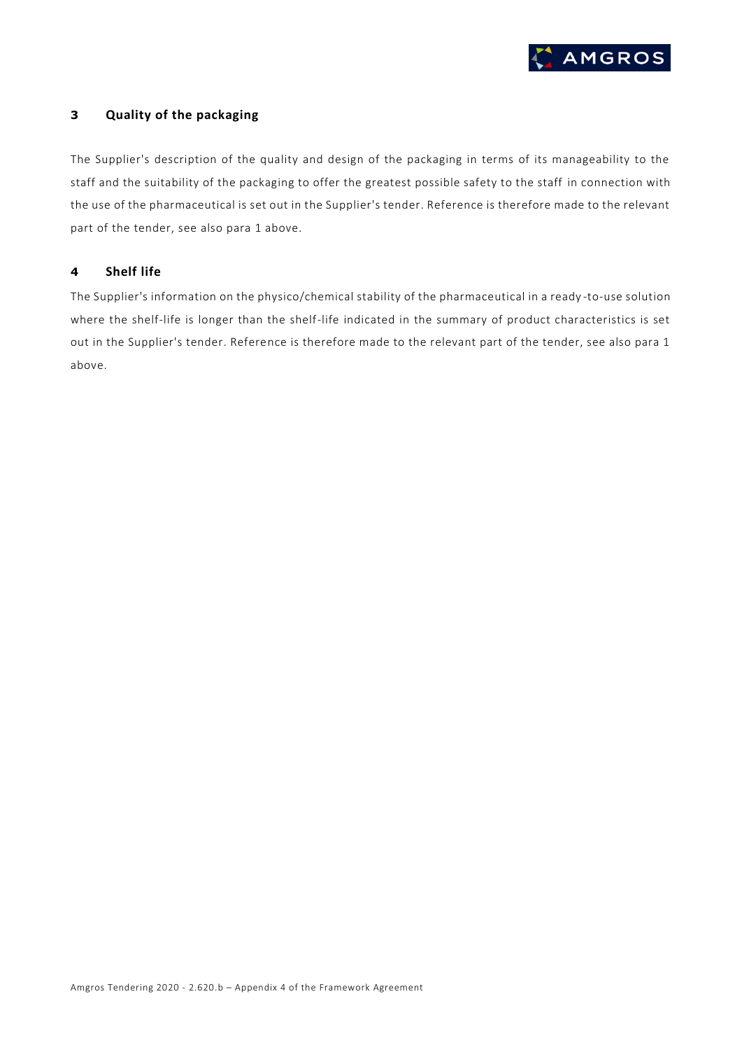## 3 Quality of the packaging

The Supplier's description of the quality and design of the packaging in terms of its manageability to the staff and the suitability of the packaging to offer the greatest possible safety to the staff in connection with the use of the pharmaceutical is set out in the Supplier's tender. Reference is therefore made to the relevant part of the tender, see also para 1 above.

## 4 Shelf life

The Supplier's information on the physico/chemical stability of the pharmaceutical in a ready-to-use solution where the shelf-life is longer than the shelf-life indicated in the summary of product characteristics is set out in the Supplier's tender. Reference is therefore made to the relevant part of the tender, see also para 1 above.